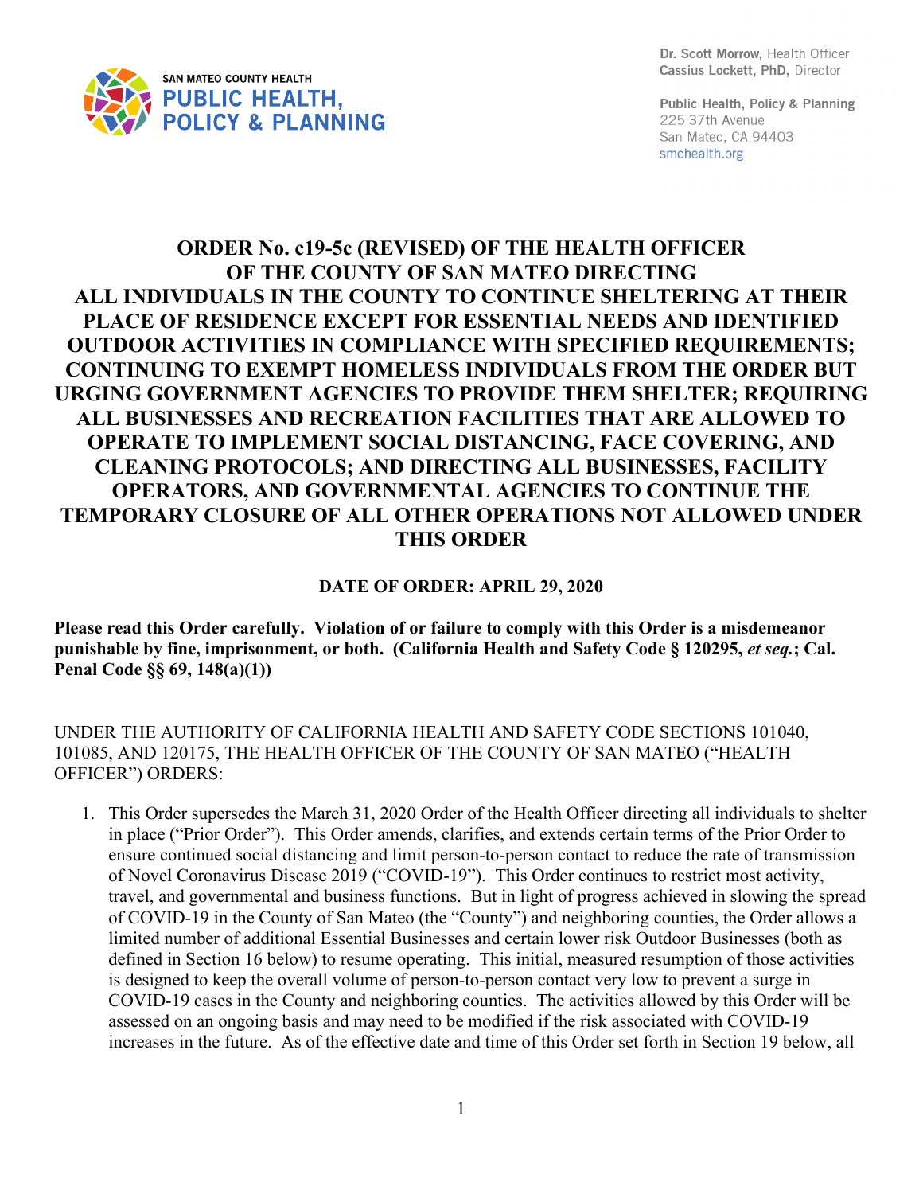SAN MATEO COUNTY HEALTH
**PUBLIC HEALTH, POLICY & PLANNING**

**Dr. Scott Morrow,** Health Officer
**Cassius Lockett, PhD,** Director

**Public Health, Policy & Planning**
225 37th Avenue
San Mateo, CA 94403
smchealth.org

# ORDER No. c19-5c (REVISED) OF THE HEALTH OFFICER OF THE COUNTY OF SAN MATEO DIRECTING ALL INDIVIDUALS IN THE COUNTY TO CONTINUE SHELTERING AT THEIR PLACE OF RESIDENCE EXCEPT FOR ESSENTIAL NEEDS AND IDENTIFIED OUTDOOR ACTIVITIES IN COMPLIANCE WITH SPECIFIED REQUIREMENTS; CONTINUING TO EXEMPT HOMELESS INDIVIDUALS FROM THE ORDER BUT URGING GOVERNMENT AGENCIES TO PROVIDE THEM SHELTER; REQUIRING ALL BUSINESSES AND RECREATION FACILITIES THAT ARE ALLOWED TO OPERATE TO IMPLEMENT SOCIAL DISTANCING, FACE COVERING, AND CLEANING PROTOCOLS; AND DIRECTING ALL BUSINESSES, FACILITY OPERATORS, AND GOVERNMENTAL AGENCIES TO CONTINUE THE TEMPORARY CLOSURE OF ALL OTHER OPERATIONS NOT ALLOWED UNDER THIS ORDER

**DATE OF ORDER: APRIL 29, 2020**

**Please read this Order carefully. Violation of or failure to comply with this Order is a misdemeanor punishable by fine, imprisonment, or both. (California Health and Safety Code § 120295, *et seq.*; Cal. Penal Code §§ 69, 148(a)(1))**

UNDER THE AUTHORITY OF CALIFORNIA HEALTH AND SAFETY CODE SECTIONS 101040, 101085, AND 120175, THE HEALTH OFFICER OF THE COUNTY OF SAN MATEO ("HEALTH OFFICER") ORDERS:

1. This Order supersedes the March 31, 2020 Order of the Health Officer directing all individuals to shelter in place ("Prior Order"). This Order amends, clarifies, and extends certain terms of the Prior Order to ensure continued social distancing and limit person-to-person contact to reduce the rate of transmission of Novel Coronavirus Disease 2019 ("COVID-19"). This Order continues to restrict most activity, travel, and governmental and business functions. But in light of progress achieved in slowing the spread of COVID-19 in the County of San Mateo (the "County") and neighboring counties, the Order allows a limited number of additional Essential Businesses and certain lower risk Outdoor Businesses (both as defined in Section 16 below) to resume operating. This initial, measured resumption of those activities is designed to keep the overall volume of person-to-person contact very low to prevent a surge in COVID-19 cases in the County and neighboring counties. The activities allowed by this Order will be assessed on an ongoing basis and may need to be modified if the risk associated with COVID-19 increases in the future. As of the effective date and time of this Order set forth in Section 19 below, all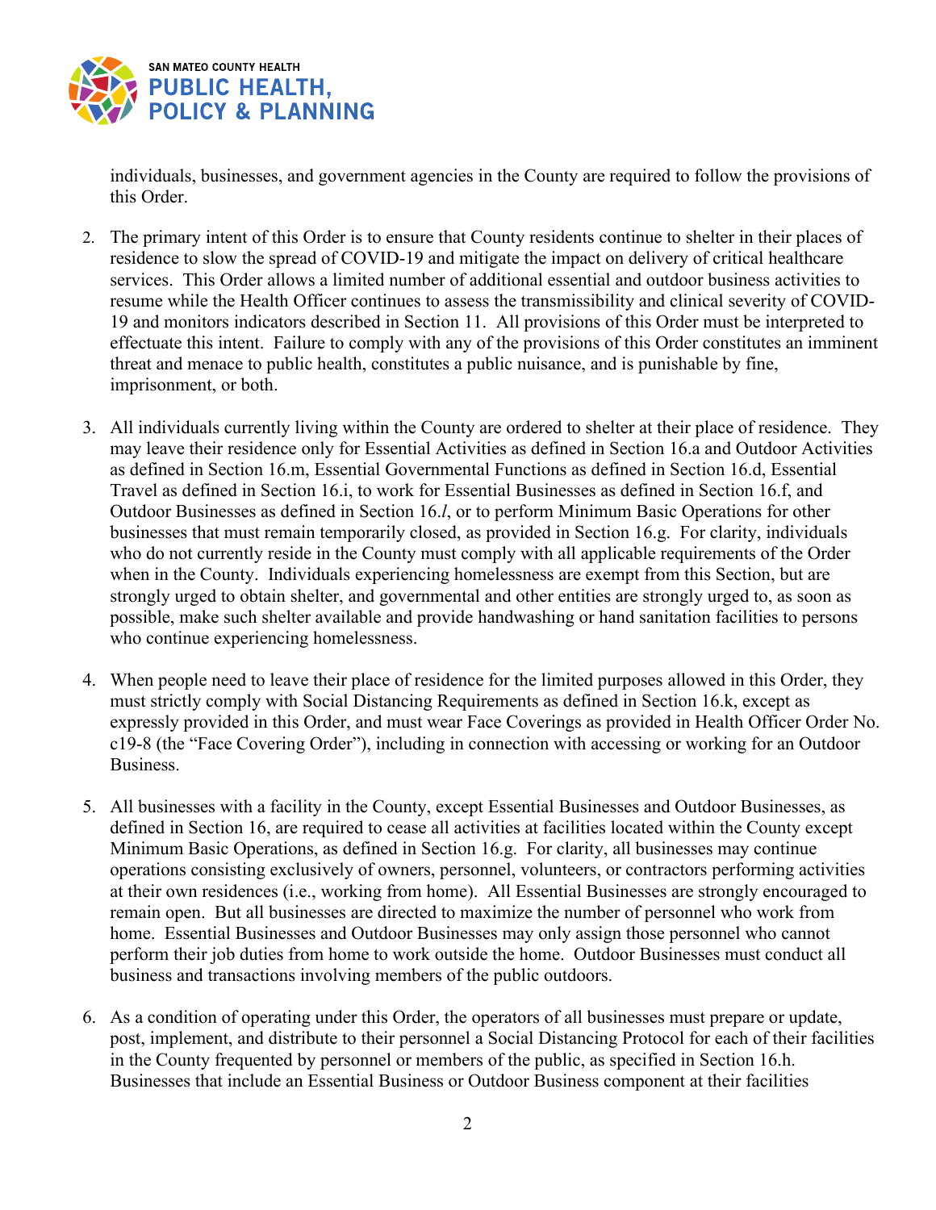individuals, businesses, and government agencies in the County are required to follow the provisions of this Order.

2. The primary intent of this Order is to ensure that County residents continue to shelter in their places of residence to slow the spread of COVID-19 and mitigate the impact on delivery of critical healthcare services. This Order allows a limited number of additional essential and outdoor business activities to resume while the Health Officer continues to assess the transmissibility and clinical severity of COVID-19 and monitors indicators described in Section 11. All provisions of this Order must be interpreted to effectuate this intent. Failure to comply with any of the provisions of this Order constitutes an imminent threat and menace to public health, constitutes a public nuisance, and is punishable by fine, imprisonment, or both.

3. All individuals currently living within the County are ordered to shelter at their place of residence. They may leave their residence only for Essential Activities as defined in Section 16.a and Outdoor Activities as defined in Section 16.m, Essential Governmental Functions as defined in Section 16.d, Essential Travel as defined in Section 16.i, to work for Essential Businesses as defined in Section 16.f, and Outdoor Businesses as defined in Section 16.*l*, or to perform Minimum Basic Operations for other businesses that must remain temporarily closed, as provided in Section 16.g. For clarity, individuals who do not currently reside in the County must comply with all applicable requirements of the Order when in the County. Individuals experiencing homelessness are exempt from this Section, but are strongly urged to obtain shelter, and governmental and other entities are strongly urged to, as soon as possible, make such shelter available and provide handwashing or hand sanitation facilities to persons who continue experiencing homelessness.

4. When people need to leave their place of residence for the limited purposes allowed in this Order, they must strictly comply with Social Distancing Requirements as defined in Section 16.k, except as expressly provided in this Order, and must wear Face Coverings as provided in Health Officer Order No. c19-8 (the "Face Covering Order"), including in connection with accessing or working for an Outdoor Business.

5. All businesses with a facility in the County, except Essential Businesses and Outdoor Businesses, as defined in Section 16, are required to cease all activities at facilities located within the County except Minimum Basic Operations, as defined in Section 16.g. For clarity, all businesses may continue operations consisting exclusively of owners, personnel, volunteers, or contractors performing activities at their own residences (i.e., working from home). All Essential Businesses are strongly encouraged to remain open. But all businesses are directed to maximize the number of personnel who work from home. Essential Businesses and Outdoor Businesses may only assign those personnel who cannot perform their job duties from home to work outside the home. Outdoor Businesses must conduct all business and transactions involving members of the public outdoors.

6. As a condition of operating under this Order, the operators of all businesses must prepare or update, post, implement, and distribute to their personnel a Social Distancing Protocol for each of their facilities in the County frequented by personnel or members of the public, as specified in Section 16.h. Businesses that include an Essential Business or Outdoor Business component at their facilities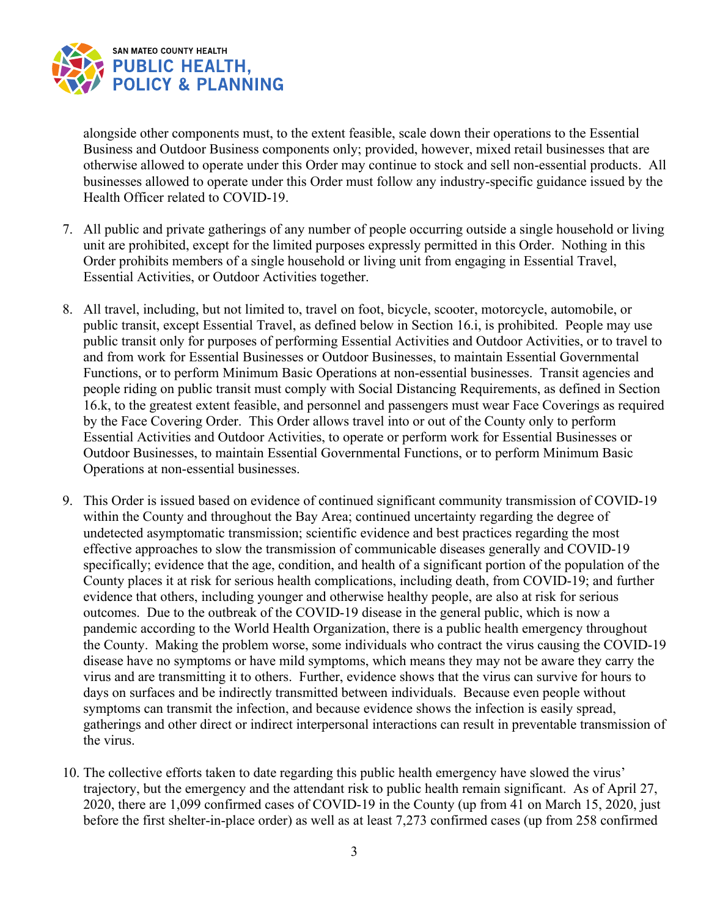alongside other components must, to the extent feasible, scale down their operations to the Essential Business and Outdoor Business components only; provided, however, mixed retail businesses that are otherwise allowed to operate under this Order may continue to stock and sell non-essential products. All businesses allowed to operate under this Order must follow any industry-specific guidance issued by the Health Officer related to COVID-19.

7. All public and private gatherings of any number of people occurring outside a single household or living unit are prohibited, except for the limited purposes expressly permitted in this Order. Nothing in this Order prohibits members of a single household or living unit from engaging in Essential Travel, Essential Activities, or Outdoor Activities together.

8. All travel, including, but not limited to, travel on foot, bicycle, scooter, motorcycle, automobile, or public transit, except Essential Travel, as defined below in Section 16.i, is prohibited. People may use public transit only for purposes of performing Essential Activities and Outdoor Activities, or to travel to and from work for Essential Businesses or Outdoor Businesses, to maintain Essential Governmental Functions, or to perform Minimum Basic Operations at non-essential businesses. Transit agencies and people riding on public transit must comply with Social Distancing Requirements, as defined in Section 16.k, to the greatest extent feasible, and personnel and passengers must wear Face Coverings as required by the Face Covering Order. This Order allows travel into or out of the County only to perform Essential Activities and Outdoor Activities, to operate or perform work for Essential Businesses or Outdoor Businesses, to maintain Essential Governmental Functions, or to perform Minimum Basic Operations at non-essential businesses.

9. This Order is issued based on evidence of continued significant community transmission of COVID-19 within the County and throughout the Bay Area; continued uncertainty regarding the degree of undetected asymptomatic transmission; scientific evidence and best practices regarding the most effective approaches to slow the transmission of communicable diseases generally and COVID-19 specifically; evidence that the age, condition, and health of a significant portion of the population of the County places it at risk for serious health complications, including death, from COVID-19; and further evidence that others, including younger and otherwise healthy people, are also at risk for serious outcomes. Due to the outbreak of the COVID-19 disease in the general public, which is now a pandemic according to the World Health Organization, there is a public health emergency throughout the County. Making the problem worse, some individuals who contract the virus causing the COVID-19 disease have no symptoms or have mild symptoms, which means they may not be aware they carry the virus and are transmitting it to others. Further, evidence shows that the virus can survive for hours to days on surfaces and be indirectly transmitted between individuals. Because even people without symptoms can transmit the infection, and because evidence shows the infection is easily spread, gatherings and other direct or indirect interpersonal interactions can result in preventable transmission of the virus.

10. The collective efforts taken to date regarding this public health emergency have slowed the virus' trajectory, but the emergency and the attendant risk to public health remain significant. As of April 27, 2020, there are 1,099 confirmed cases of COVID-19 in the County (up from 41 on March 15, 2020, just before the first shelter-in-place order) as well as at least 7,273 confirmed cases (up from 258 confirmed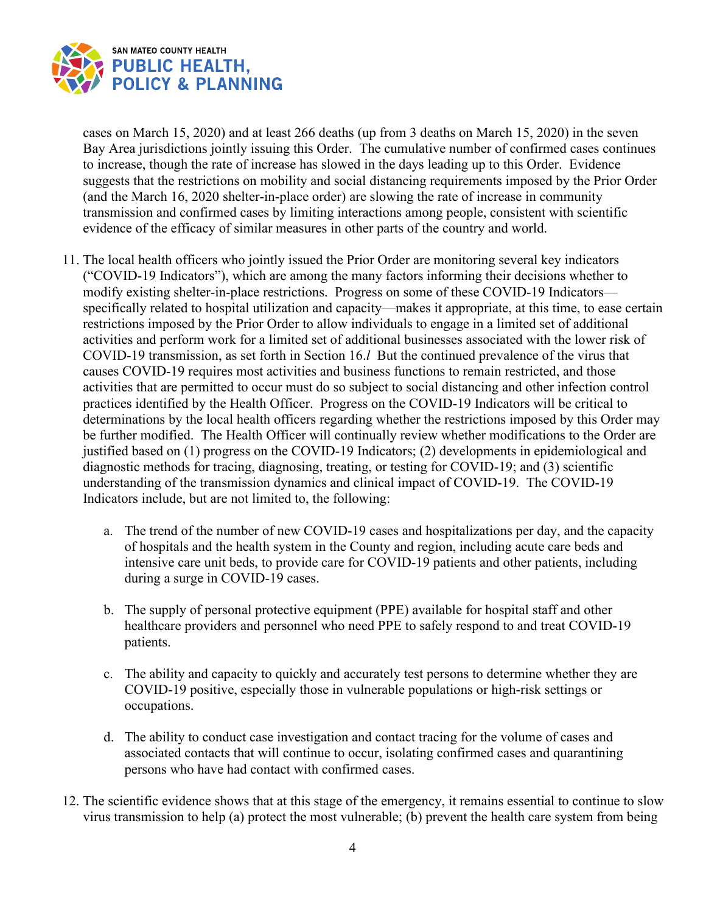cases on March 15, 2020) and at least 266 deaths (up from 3 deaths on March 15, 2020) in the seven Bay Area jurisdictions jointly issuing this Order. The cumulative number of confirmed cases continues to increase, though the rate of increase has slowed in the days leading up to this Order. Evidence suggests that the restrictions on mobility and social distancing requirements imposed by the Prior Order (and the March 16, 2020 shelter-in-place order) are slowing the rate of increase in community transmission and confirmed cases by limiting interactions among people, consistent with scientific evidence of the efficacy of similar measures in other parts of the country and world.

11. The local health officers who jointly issued the Prior Order are monitoring several key indicators ("COVID-19 Indicators"), which are among the many factors informing their decisions whether to modify existing shelter-in-place restrictions. Progress on some of these COVID-19 Indicators—specifically related to hospital utilization and capacity—makes it appropriate, at this time, to ease certain restrictions imposed by the Prior Order to allow individuals to engage in a limited set of additional activities and perform work for a limited set of additional businesses associated with the lower risk of COVID-19 transmission, as set forth in Section 16.*l* But the continued prevalence of the virus that causes COVID-19 requires most activities and business functions to remain restricted, and those activities that are permitted to occur must do so subject to social distancing and other infection control practices identified by the Health Officer. Progress on the COVID-19 Indicators will be critical to determinations by the local health officers regarding whether the restrictions imposed by this Order may be further modified. The Health Officer will continually review whether modifications to the Order are justified based on (1) progress on the COVID-19 Indicators; (2) developments in epidemiological and diagnostic methods for tracing, diagnosing, treating, or testing for COVID-19; and (3) scientific understanding of the transmission dynamics and clinical impact of COVID-19. The COVID-19 Indicators include, but are not limited to, the following:

    a. The trend of the number of new COVID-19 cases and hospitalizations per day, and the capacity of hospitals and the health system in the County and region, including acute care beds and intensive care unit beds, to provide care for COVID-19 patients and other patients, including during a surge in COVID-19 cases.

    b. The supply of personal protective equipment (PPE) available for hospital staff and other healthcare providers and personnel who need PPE to safely respond to and treat COVID-19 patients.

    c. The ability and capacity to quickly and accurately test persons to determine whether they are COVID-19 positive, especially those in vulnerable populations or high-risk settings or occupations.

    d. The ability to conduct case investigation and contact tracing for the volume of cases and associated contacts that will continue to occur, isolating confirmed cases and quarantining persons who have had contact with confirmed cases.

12. The scientific evidence shows that at this stage of the emergency, it remains essential to continue to slow virus transmission to help (a) protect the most vulnerable; (b) prevent the health care system from being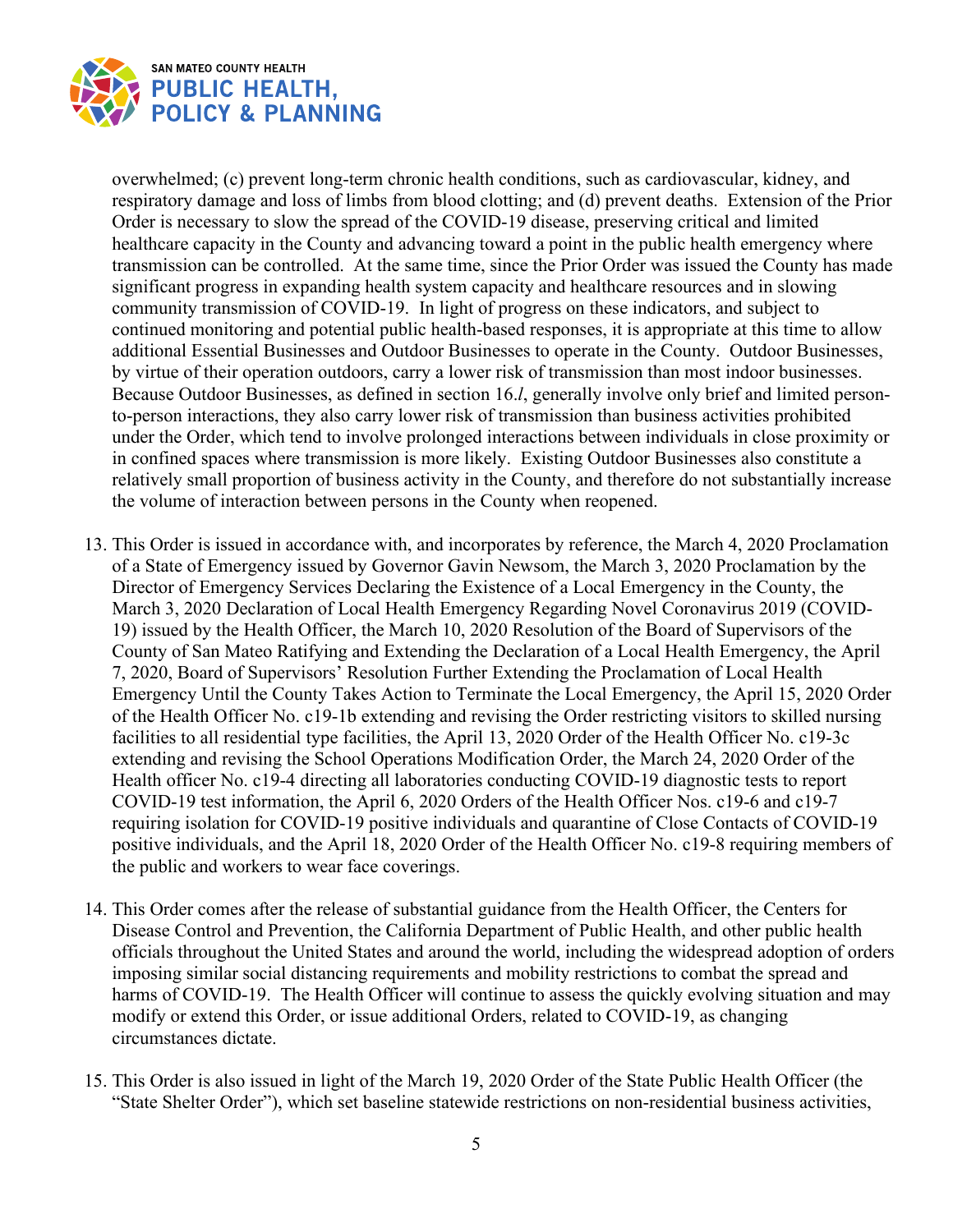overwhelmed; (c) prevent long-term chronic health conditions, such as cardiovascular, kidney, and respiratory damage and loss of limbs from blood clotting; and (d) prevent deaths. Extension of the Prior Order is necessary to slow the spread of the COVID-19 disease, preserving critical and limited healthcare capacity in the County and advancing toward a point in the public health emergency where transmission can be controlled. At the same time, since the Prior Order was issued the County has made significant progress in expanding health system capacity and healthcare resources and in slowing community transmission of COVID-19. In light of progress on these indicators, and subject to continued monitoring and potential public health-based responses, it is appropriate at this time to allow additional Essential Businesses and Outdoor Businesses to operate in the County. Outdoor Businesses, by virtue of their operation outdoors, carry a lower risk of transmission than most indoor businesses. Because Outdoor Businesses, as defined in section 16.*l*, generally involve only brief and limited person-to-person interactions, they also carry lower risk of transmission than business activities prohibited under the Order, which tend to involve prolonged interactions between individuals in close proximity or in confined spaces where transmission is more likely. Existing Outdoor Businesses also constitute a relatively small proportion of business activity in the County, and therefore do not substantially increase the volume of interaction between persons in the County when reopened.

13. This Order is issued in accordance with, and incorporates by reference, the March 4, 2020 Proclamation of a State of Emergency issued by Governor Gavin Newsom, the March 3, 2020 Proclamation by the Director of Emergency Services Declaring the Existence of a Local Emergency in the County, the March 3, 2020 Declaration of Local Health Emergency Regarding Novel Coronavirus 2019 (COVID-19) issued by the Health Officer, the March 10, 2020 Resolution of the Board of Supervisors of the County of San Mateo Ratifying and Extending the Declaration of a Local Health Emergency, the April 7, 2020, Board of Supervisors' Resolution Further Extending the Proclamation of Local Health Emergency Until the County Takes Action to Terminate the Local Emergency, the April 15, 2020 Order of the Health Officer No. c19-1b extending and revising the Order restricting visitors to skilled nursing facilities to all residential type facilities, the April 13, 2020 Order of the Health Officer No. c19-3c extending and revising the School Operations Modification Order, the March 24, 2020 Order of the Health officer No. c19-4 directing all laboratories conducting COVID-19 diagnostic tests to report COVID-19 test information, the April 6, 2020 Orders of the Health Officer Nos. c19-6 and c19-7 requiring isolation for COVID-19 positive individuals and quarantine of Close Contacts of COVID-19 positive individuals, and the April 18, 2020 Order of the Health Officer No. c19-8 requiring members of the public and workers to wear face coverings.

14. This Order comes after the release of substantial guidance from the Health Officer, the Centers for Disease Control and Prevention, the California Department of Public Health, and other public health officials throughout the United States and around the world, including the widespread adoption of orders imposing similar social distancing requirements and mobility restrictions to combat the spread and harms of COVID-19. The Health Officer will continue to assess the quickly evolving situation and may modify or extend this Order, or issue additional Orders, related to COVID-19, as changing circumstances dictate.

15. This Order is also issued in light of the March 19, 2020 Order of the State Public Health Officer (the "State Shelter Order"), which set baseline statewide restrictions on non-residential business activities,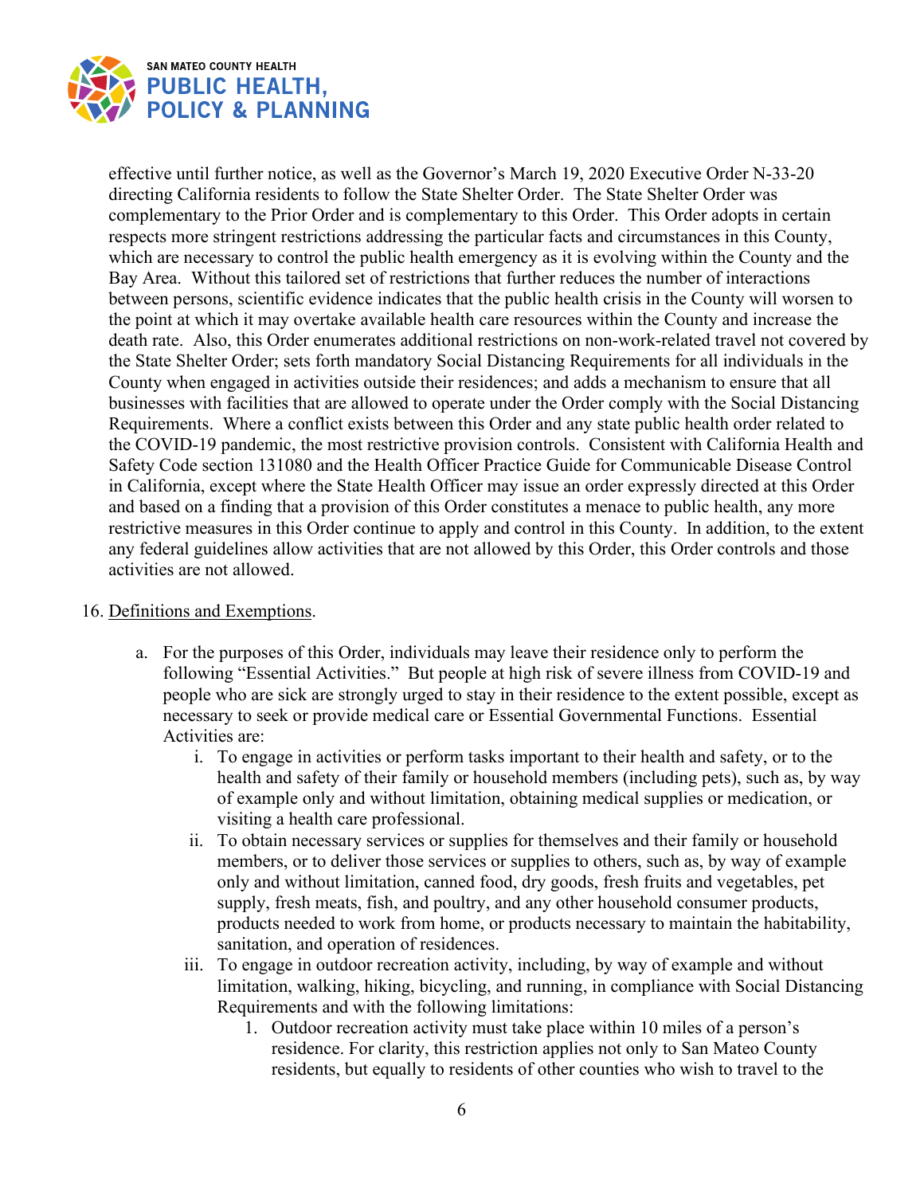effective until further notice, as well as the Governor's March 19, 2020 Executive Order N-33-20 directing California residents to follow the State Shelter Order. The State Shelter Order was complementary to the Prior Order and is complementary to this Order. This Order adopts in certain respects more stringent restrictions addressing the particular facts and circumstances in this County, which are necessary to control the public health emergency as it is evolving within the County and the Bay Area. Without this tailored set of restrictions that further reduces the number of interactions between persons, scientific evidence indicates that the public health crisis in the County will worsen to the point at which it may overtake available health care resources within the County and increase the death rate. Also, this Order enumerates additional restrictions on non-work-related travel not covered by the State Shelter Order; sets forth mandatory Social Distancing Requirements for all individuals in the County when engaged in activities outside their residences; and adds a mechanism to ensure that all businesses with facilities that are allowed to operate under the Order comply with the Social Distancing Requirements. Where a conflict exists between this Order and any state public health order related to the COVID-19 pandemic, the most restrictive provision controls. Consistent with California Health and Safety Code section 131080 and the Health Officer Practice Guide for Communicable Disease Control in California, except where the State Health Officer may issue an order expressly directed at this Order and based on a finding that a provision of this Order constitutes a menace to public health, any more restrictive measures in this Order continue to apply and control in this County. In addition, to the extent any federal guidelines allow activities that are not allowed by this Order, this Order controls and those activities are not allowed.

16. Definitions and Exemptions.

   a. For the purposes of this Order, individuals may leave their residence only to perform the following "Essential Activities." But people at high risk of severe illness from COVID-19 and people who are sick are strongly urged to stay in their residence to the extent possible, except as necessary to seek or provide medical care or Essential Governmental Functions. Essential Activities are:

      i. To engage in activities or perform tasks important to their health and safety, or to the health and safety of their family or household members (including pets), such as, by way of example only and without limitation, obtaining medical supplies or medication, or visiting a health care professional.

      ii. To obtain necessary services or supplies for themselves and their family or household members, or to deliver those services or supplies to others, such as, by way of example only and without limitation, canned food, dry goods, fresh fruits and vegetables, pet supply, fresh meats, fish, and poultry, and any other household consumer products, products needed to work from home, or products necessary to maintain the habitability, sanitation, and operation of residences.

      iii. To engage in outdoor recreation activity, including, by way of example and without limitation, walking, hiking, bicycling, and running, in compliance with Social Distancing Requirements and with the following limitations:

         1. Outdoor recreation activity must take place within 10 miles of a person's residence. For clarity, this restriction applies not only to San Mateo County residents, but equally to residents of other counties who wish to travel to the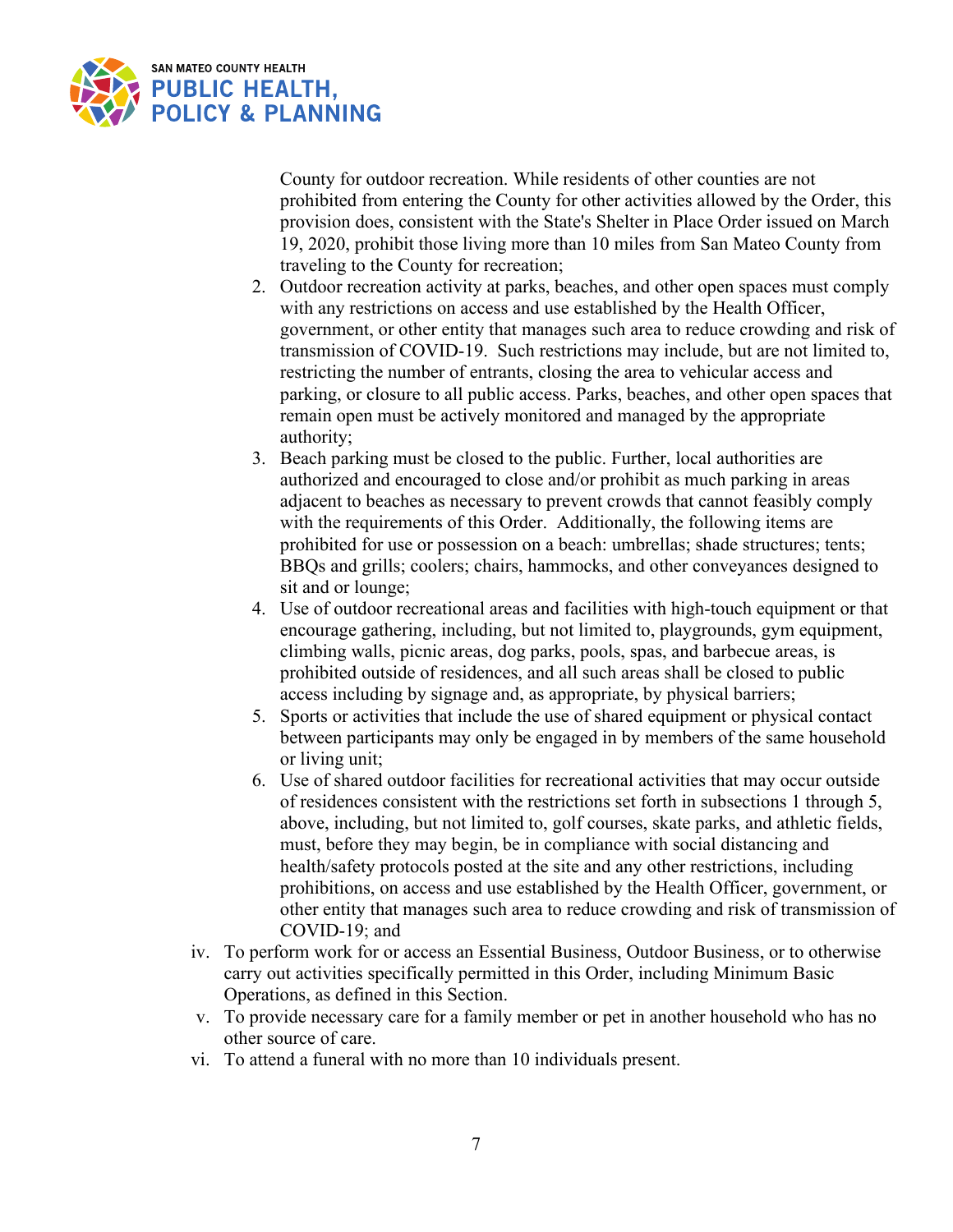County for outdoor recreation. While residents of other counties are not prohibited from entering the County for other activities allowed by the Order, this provision does, consistent with the State's Shelter in Place Order issued on March 19, 2020, prohibit those living more than 10 miles from San Mateo County from traveling to the County for recreation;

2. Outdoor recreation activity at parks, beaches, and other open spaces must comply with any restrictions on access and use established by the Health Officer, government, or other entity that manages such area to reduce crowding and risk of transmission of COVID-19. Such restrictions may include, but are not limited to, restricting the number of entrants, closing the area to vehicular access and parking, or closure to all public access. Parks, beaches, and other open spaces that remain open must be actively monitored and managed by the appropriate authority;
3. Beach parking must be closed to the public. Further, local authorities are authorized and encouraged to close and/or prohibit as much parking in areas adjacent to beaches as necessary to prevent crowds that cannot feasibly comply with the requirements of this Order. Additionally, the following items are prohibited for use or possession on a beach: umbrellas; shade structures; tents; BBQs and grills; coolers; chairs, hammocks, and other conveyances designed to sit and or lounge;
4. Use of outdoor recreational areas and facilities with high-touch equipment or that encourage gathering, including, but not limited to, playgrounds, gym equipment, climbing walls, picnic areas, dog parks, pools, spas, and barbecue areas, is prohibited outside of residences, and all such areas shall be closed to public access including by signage and, as appropriate, by physical barriers;
5. Sports or activities that include the use of shared equipment or physical contact between participants may only be engaged in by members of the same household or living unit;
6. Use of shared outdoor facilities for recreational activities that may occur outside of residences consistent with the restrictions set forth in subsections 1 through 5, above, including, but not limited to, golf courses, skate parks, and athletic fields, must, before they may begin, be in compliance with social distancing and health/safety protocols posted at the site and any other restrictions, including prohibitions, on access and use established by the Health Officer, government, or other entity that manages such area to reduce crowding and risk of transmission of COVID-19; and

iv. To perform work for or access an Essential Business, Outdoor Business, or to otherwise carry out activities specifically permitted in this Order, including Minimum Basic Operations, as defined in this Section.

v. To provide necessary care for a family member or pet in another household who has no other source of care.

vi. To attend a funeral with no more than 10 individuals present.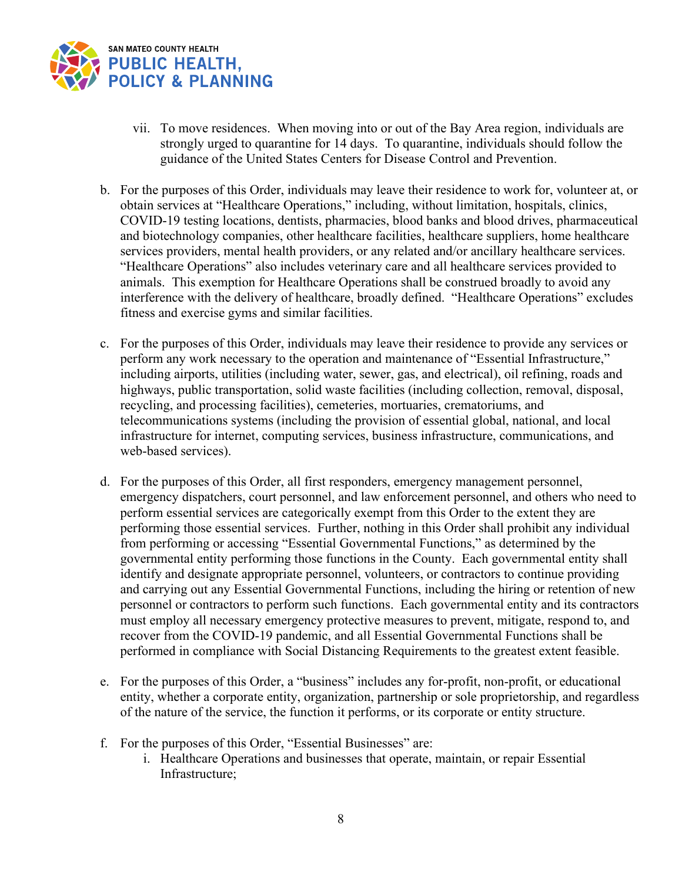vii. To move residences. When moving into or out of the Bay Area region, individuals are strongly urged to quarantine for 14 days. To quarantine, individuals should follow the guidance of the United States Centers for Disease Control and Prevention.

b. For the purposes of this Order, individuals may leave their residence to work for, volunteer at, or obtain services at "Healthcare Operations," including, without limitation, hospitals, clinics, COVID-19 testing locations, dentists, pharmacies, blood banks and blood drives, pharmaceutical and biotechnology companies, other healthcare facilities, healthcare suppliers, home healthcare services providers, mental health providers, or any related and/or ancillary healthcare services. "Healthcare Operations" also includes veterinary care and all healthcare services provided to animals. This exemption for Healthcare Operations shall be construed broadly to avoid any interference with the delivery of healthcare, broadly defined. "Healthcare Operations" excludes fitness and exercise gyms and similar facilities.

c. For the purposes of this Order, individuals may leave their residence to provide any services or perform any work necessary to the operation and maintenance of "Essential Infrastructure," including airports, utilities (including water, sewer, gas, and electrical), oil refining, roads and highways, public transportation, solid waste facilities (including collection, removal, disposal, recycling, and processing facilities), cemeteries, mortuaries, crematoriums, and telecommunications systems (including the provision of essential global, national, and local infrastructure for internet, computing services, business infrastructure, communications, and web-based services).

d. For the purposes of this Order, all first responders, emergency management personnel, emergency dispatchers, court personnel, and law enforcement personnel, and others who need to perform essential services are categorically exempt from this Order to the extent they are performing those essential services. Further, nothing in this Order shall prohibit any individual from performing or accessing "Essential Governmental Functions," as determined by the governmental entity performing those functions in the County. Each governmental entity shall identify and designate appropriate personnel, volunteers, or contractors to continue providing and carrying out any Essential Governmental Functions, including the hiring or retention of new personnel or contractors to perform such functions. Each governmental entity and its contractors must employ all necessary emergency protective measures to prevent, mitigate, respond to, and recover from the COVID-19 pandemic, and all Essential Governmental Functions shall be performed in compliance with Social Distancing Requirements to the greatest extent feasible.

e. For the purposes of this Order, a "business" includes any for-profit, non-profit, or educational entity, whether a corporate entity, organization, partnership or sole proprietorship, and regardless of the nature of the service, the function it performs, or its corporate or entity structure.

f. For the purposes of this Order, "Essential Businesses" are:
   i. Healthcare Operations and businesses that operate, maintain, or repair Essential Infrastructure;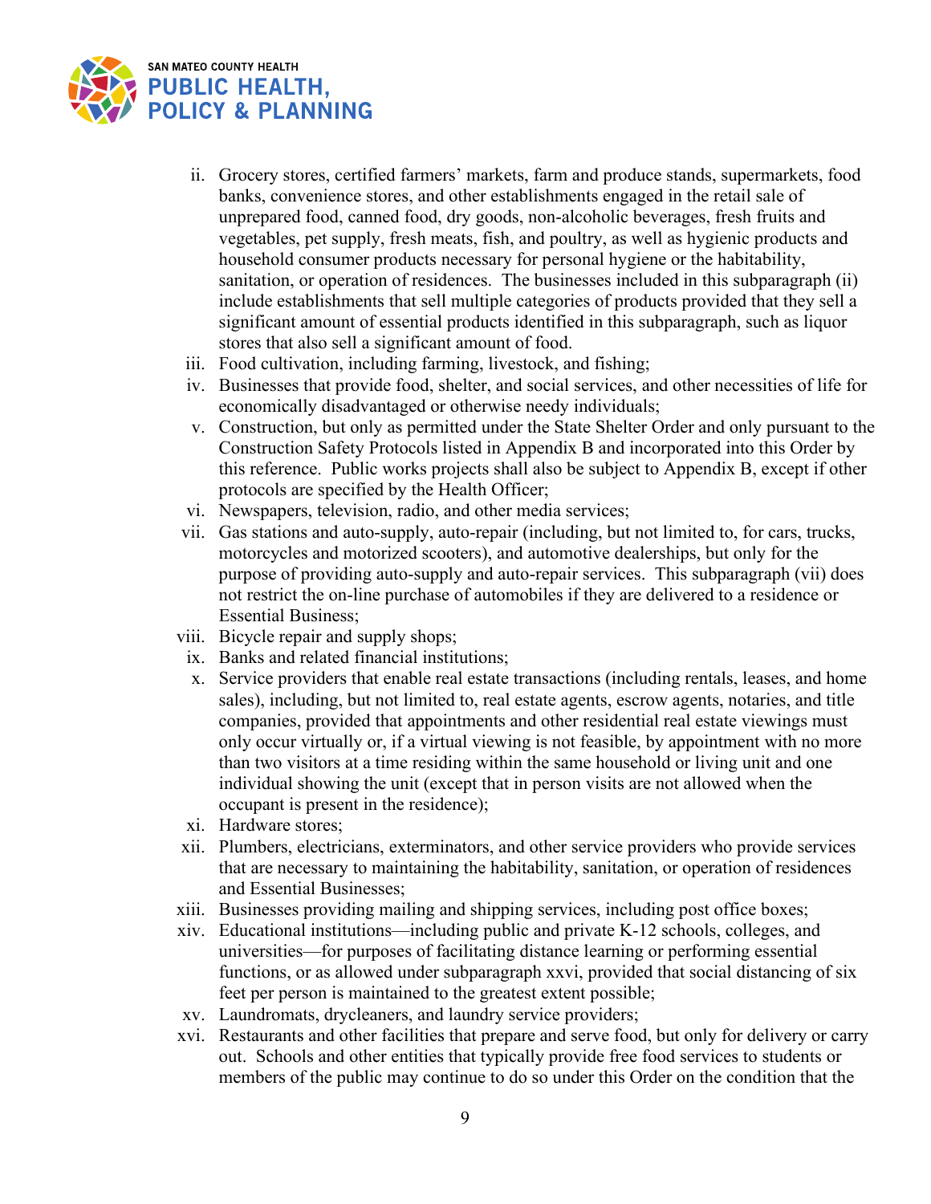ii. Grocery stores, certified farmers' markets, farm and produce stands, supermarkets, food banks, convenience stores, and other establishments engaged in the retail sale of unprepared food, canned food, dry goods, non-alcoholic beverages, fresh fruits and vegetables, pet supply, fresh meats, fish, and poultry, as well as hygienic products and household consumer products necessary for personal hygiene or the habitability, sanitation, or operation of residences. The businesses included in this subparagraph (ii) include establishments that sell multiple categories of products provided that they sell a significant amount of essential products identified in this subparagraph, such as liquor stores that also sell a significant amount of food.

iii. Food cultivation, including farming, livestock, and fishing;

iv. Businesses that provide food, shelter, and social services, and other necessities of life for economically disadvantaged or otherwise needy individuals;

v. Construction, but only as permitted under the State Shelter Order and only pursuant to the Construction Safety Protocols listed in Appendix B and incorporated into this Order by this reference. Public works projects shall also be subject to Appendix B, except if other protocols are specified by the Health Officer;

vi. Newspapers, television, radio, and other media services;

vii. Gas stations and auto-supply, auto-repair (including, but not limited to, for cars, trucks, motorcycles and motorized scooters), and automotive dealerships, but only for the purpose of providing auto-supply and auto-repair services. This subparagraph (vii) does not restrict the on-line purchase of automobiles if they are delivered to a residence or Essential Business;

viii. Bicycle repair and supply shops;

ix. Banks and related financial institutions;

x. Service providers that enable real estate transactions (including rentals, leases, and home sales), including, but not limited to, real estate agents, escrow agents, notaries, and title companies, provided that appointments and other residential real estate viewings must only occur virtually or, if a virtual viewing is not feasible, by appointment with no more than two visitors at a time residing within the same household or living unit and one individual showing the unit (except that in person visits are not allowed when the occupant is present in the residence);

xi. Hardware stores;

xii. Plumbers, electricians, exterminators, and other service providers who provide services that are necessary to maintaining the habitability, sanitation, or operation of residences and Essential Businesses;

xiii. Businesses providing mailing and shipping services, including post office boxes;

xiv. Educational institutions—including public and private K-12 schools, colleges, and universities—for purposes of facilitating distance learning or performing essential functions, or as allowed under subparagraph xxvi, provided that social distancing of six feet per person is maintained to the greatest extent possible;

xv. Laundromats, drycleaners, and laundry service providers;

xvi. Restaurants and other facilities that prepare and serve food, but only for delivery or carry out. Schools and other entities that typically provide free food services to students or members of the public may continue to do so under this Order on the condition that the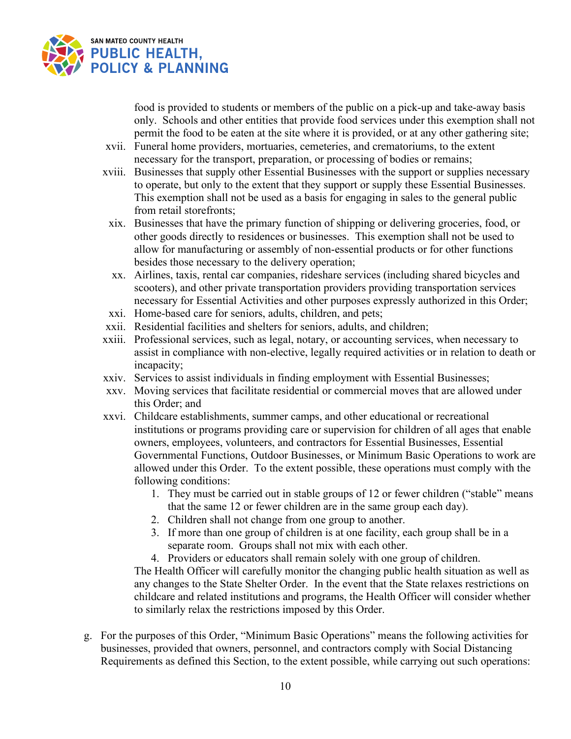food is provided to students or members of the public on a pick-up and take-away basis only. Schools and other entities that provide food services under this exemption shall not permit the food to be eaten at the site where it is provided, or at any other gathering site;

xvii. Funeral home providers, mortuaries, cemeteries, and crematoriums, to the extent necessary for the transport, preparation, or processing of bodies or remains;

xviii. Businesses that supply other Essential Businesses with the support or supplies necessary to operate, but only to the extent that they support or supply these Essential Businesses. This exemption shall not be used as a basis for engaging in sales to the general public from retail storefronts;

xix. Businesses that have the primary function of shipping or delivering groceries, food, or other goods directly to residences or businesses. This exemption shall not be used to allow for manufacturing or assembly of non-essential products or for other functions besides those necessary to the delivery operation;

xx. Airlines, taxis, rental car companies, rideshare services (including shared bicycles and scooters), and other private transportation providers providing transportation services necessary for Essential Activities and other purposes expressly authorized in this Order;

xxi. Home-based care for seniors, adults, children, and pets;

xxii. Residential facilities and shelters for seniors, adults, and children;

xxiii. Professional services, such as legal, notary, or accounting services, when necessary to assist in compliance with non-elective, legally required activities or in relation to death or incapacity;

xxiv. Services to assist individuals in finding employment with Essential Businesses;

xxv. Moving services that facilitate residential or commercial moves that are allowed under this Order; and

xxvi. Childcare establishments, summer camps, and other educational or recreational institutions or programs providing care or supervision for children of all ages that enable owners, employees, volunteers, and contractors for Essential Businesses, Essential Governmental Functions, Outdoor Businesses, or Minimum Basic Operations to work are allowed under this Order. To the extent possible, these operations must comply with the following conditions:

1. They must be carried out in stable groups of 12 or fewer children ("stable" means that the same 12 or fewer children are in the same group each day).
2. Children shall not change from one group to another.
3. If more than one group of children is at one facility, each group shall be in a separate room. Groups shall not mix with each other.
4. Providers or educators shall remain solely with one group of children.

The Health Officer will carefully monitor the changing public health situation as well as any changes to the State Shelter Order. In the event that the State relaxes restrictions on childcare and related institutions and programs, the Health Officer will consider whether to similarly relax the restrictions imposed by this Order.

g. For the purposes of this Order, "Minimum Basic Operations" means the following activities for businesses, provided that owners, personnel, and contractors comply with Social Distancing Requirements as defined this Section, to the extent possible, while carrying out such operations: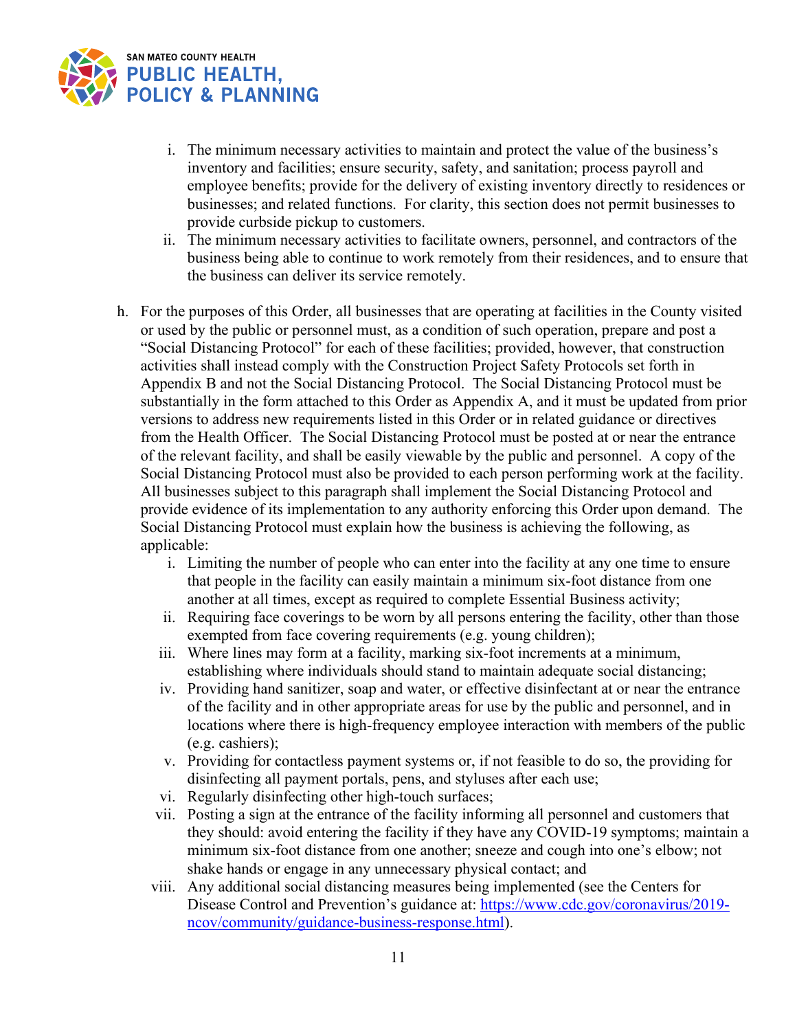i. The minimum necessary activities to maintain and protect the value of the business's inventory and facilities; ensure security, safety, and sanitation; process payroll and employee benefits; provide for the delivery of existing inventory directly to residences or businesses; and related functions. For clarity, this section does not permit businesses to provide curbside pickup to customers.

ii. The minimum necessary activities to facilitate owners, personnel, and contractors of the business being able to continue to work remotely from their residences, and to ensure that the business can deliver its service remotely.

h. For the purposes of this Order, all businesses that are operating at facilities in the County visited or used by the public or personnel must, as a condition of such operation, prepare and post a "Social Distancing Protocol" for each of these facilities; provided, however, that construction activities shall instead comply with the Construction Project Safety Protocols set forth in Appendix B and not the Social Distancing Protocol. The Social Distancing Protocol must be substantially in the form attached to this Order as Appendix A, and it must be updated from prior versions to address new requirements listed in this Order or in related guidance or directives from the Health Officer. The Social Distancing Protocol must be posted at or near the entrance of the relevant facility, and shall be easily viewable by the public and personnel. A copy of the Social Distancing Protocol must also be provided to each person performing work at the facility. All businesses subject to this paragraph shall implement the Social Distancing Protocol and provide evidence of its implementation to any authority enforcing this Order upon demand. The Social Distancing Protocol must explain how the business is achieving the following, as applicable:

i. Limiting the number of people who can enter into the facility at any one time to ensure that people in the facility can easily maintain a minimum six-foot distance from one another at all times, except as required to complete Essential Business activity;

ii. Requiring face coverings to be worn by all persons entering the facility, other than those exempted from face covering requirements (e.g. young children);

iii. Where lines may form at a facility, marking six-foot increments at a minimum, establishing where individuals should stand to maintain adequate social distancing;

iv. Providing hand sanitizer, soap and water, or effective disinfectant at or near the entrance of the facility and in other appropriate areas for use by the public and personnel, and in locations where there is high-frequency employee interaction with members of the public (e.g. cashiers);

v. Providing for contactless payment systems or, if not feasible to do so, the providing for disinfecting all payment portals, pens, and styluses after each use;

vi. Regularly disinfecting other high-touch surfaces;

vii. Posting a sign at the entrance of the facility informing all personnel and customers that they should: avoid entering the facility if they have any COVID-19 symptoms; maintain a minimum six-foot distance from one another; sneeze and cough into one's elbow; not shake hands or engage in any unnecessary physical contact; and

viii. Any additional social distancing measures being implemented (see the Centers for Disease Control and Prevention's guidance at: https://www.cdc.gov/coronavirus/2019-ncov/community/guidance-business-response.html).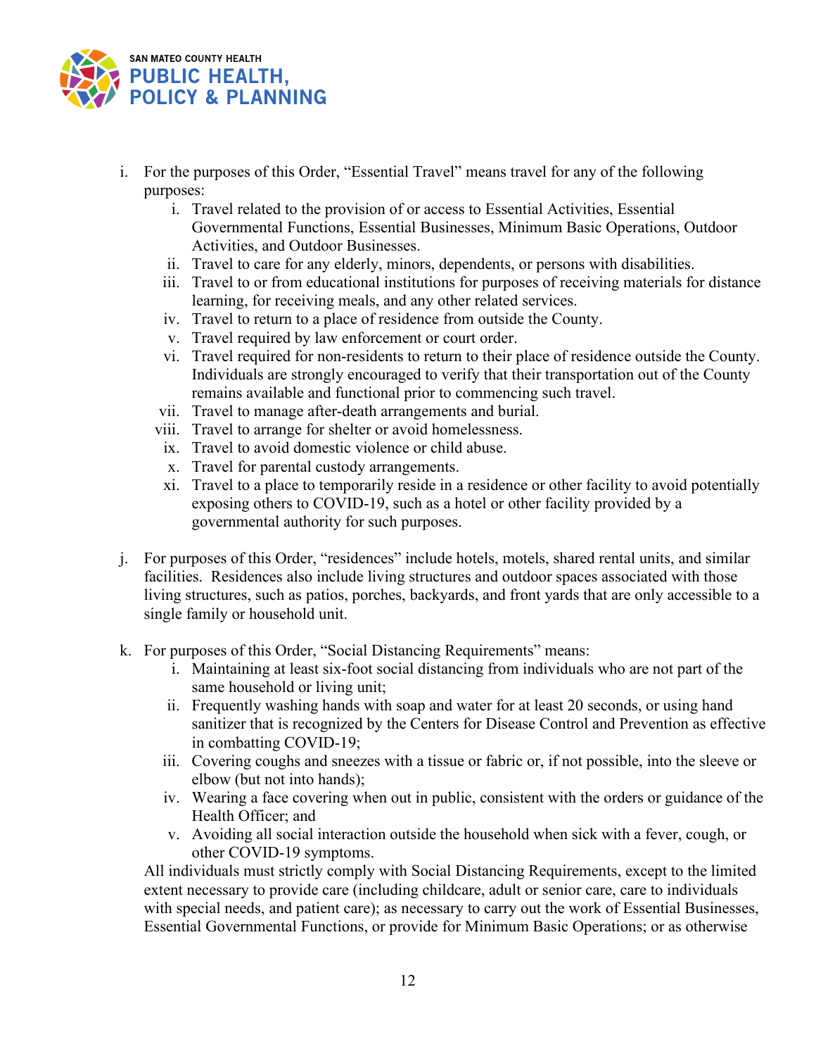i. For the purposes of this Order, "Essential Travel" means travel for any of the following purposes:
    i. Travel related to the provision of or access to Essential Activities, Essential Governmental Functions, Essential Businesses, Minimum Basic Operations, Outdoor Activities, and Outdoor Businesses.
    ii. Travel to care for any elderly, minors, dependents, or persons with disabilities.
    iii. Travel to or from educational institutions for purposes of receiving materials for distance learning, for receiving meals, and any other related services.
    iv. Travel to return to a place of residence from outside the County.
    v. Travel required by law enforcement or court order.
    vi. Travel required for non-residents to return to their place of residence outside the County. Individuals are strongly encouraged to verify that their transportation out of the County remains available and functional prior to commencing such travel.
    vii. Travel to manage after-death arrangements and burial.
    viii. Travel to arrange for shelter or avoid homelessness.
    ix. Travel to avoid domestic violence or child abuse.
    x. Travel for parental custody arrangements.
    xi. Travel to a place to temporarily reside in a residence or other facility to avoid potentially exposing others to COVID-19, such as a hotel or other facility provided by a governmental authority for such purposes.

j. For purposes of this Order, "residences" include hotels, motels, shared rental units, and similar facilities. Residences also include living structures and outdoor spaces associated with those living structures, such as patios, porches, backyards, and front yards that are only accessible to a single family or household unit.

k. For purposes of this Order, "Social Distancing Requirements" means:
    i. Maintaining at least six-foot social distancing from individuals who are not part of the same household or living unit;
    ii. Frequently washing hands with soap and water for at least 20 seconds, or using hand sanitizer that is recognized by the Centers for Disease Control and Prevention as effective in combatting COVID-19;
    iii. Covering coughs and sneezes with a tissue or fabric or, if not possible, into the sleeve or elbow (but not into hands);
    iv. Wearing a face covering when out in public, consistent with the orders or guidance of the Health Officer; and
    v. Avoiding all social interaction outside the household when sick with a fever, cough, or other COVID-19 symptoms.

   All individuals must strictly comply with Social Distancing Requirements, except to the limited extent necessary to provide care (including childcare, adult or senior care, care to individuals with special needs, and patient care); as necessary to carry out the work of Essential Businesses, Essential Governmental Functions, or provide for Minimum Basic Operations; or as otherwise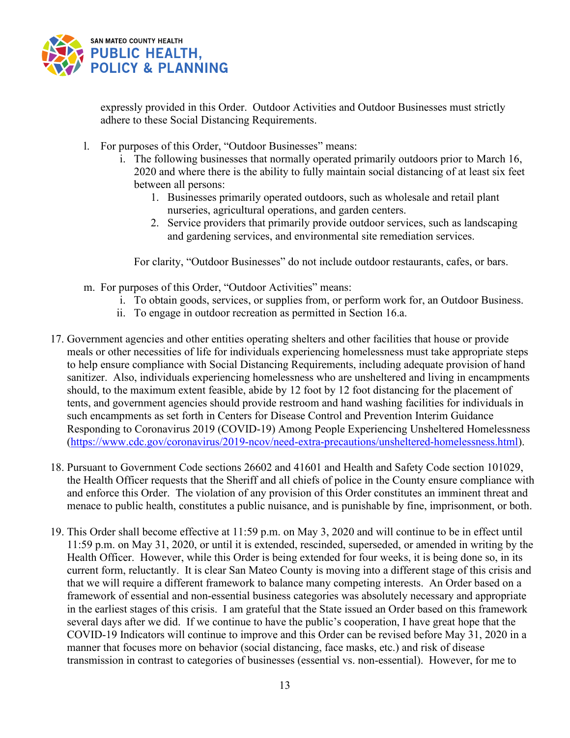expressly provided in this Order. Outdoor Activities and Outdoor Businesses must strictly adhere to these Social Distancing Requirements.

l. For purposes of this Order, "Outdoor Businesses" means:

   i. The following businesses that normally operated primarily outdoors prior to March 16, 2020 and where there is the ability to fully maintain social distancing of at least six feet between all persons:

      1. Businesses primarily operated outdoors, such as wholesale and retail plant nurseries, agricultural operations, and garden centers.
      2. Service providers that primarily provide outdoor services, such as landscaping and gardening services, and environmental site remediation services.

   For clarity, "Outdoor Businesses" do not include outdoor restaurants, cafes, or bars.

m. For purposes of this Order, "Outdoor Activities" means:

   i. To obtain goods, services, or supplies from, or perform work for, an Outdoor Business.
   ii. To engage in outdoor recreation as permitted in Section 16.a.

17. Government agencies and other entities operating shelters and other facilities that house or provide meals or other necessities of life for individuals experiencing homelessness must take appropriate steps to help ensure compliance with Social Distancing Requirements, including adequate provision of hand sanitizer. Also, individuals experiencing homelessness who are unsheltered and living in encampments should, to the maximum extent feasible, abide by 12 foot by 12 foot distancing for the placement of tents, and government agencies should provide restroom and hand washing facilities for individuals in such encampments as set forth in Centers for Disease Control and Prevention Interim Guidance Responding to Coronavirus 2019 (COVID-19) Among People Experiencing Unsheltered Homelessness (https://www.cdc.gov/coronavirus/2019-ncov/need-extra-precautions/unsheltered-homelessness.html).

18. Pursuant to Government Code sections 26602 and 41601 and Health and Safety Code section 101029, the Health Officer requests that the Sheriff and all chiefs of police in the County ensure compliance with and enforce this Order. The violation of any provision of this Order constitutes an imminent threat and menace to public health, constitutes a public nuisance, and is punishable by fine, imprisonment, or both.

19. This Order shall become effective at 11:59 p.m. on May 3, 2020 and will continue to be in effect until 11:59 p.m. on May 31, 2020, or until it is extended, rescinded, superseded, or amended in writing by the Health Officer. However, while this Order is being extended for four weeks, it is being done so, in its current form, reluctantly. It is clear San Mateo County is moving into a different stage of this crisis and that we will require a different framework to balance many competing interests. An Order based on a framework of essential and non-essential business categories was absolutely necessary and appropriate in the earliest stages of this crisis. I am grateful that the State issued an Order based on this framework several days after we did. If we continue to have the public's cooperation, I have great hope that the COVID-19 Indicators will continue to improve and this Order can be revised before May 31, 2020 in a manner that focuses more on behavior (social distancing, face masks, etc.) and risk of disease transmission in contrast to categories of businesses (essential vs. non-essential). However, for me to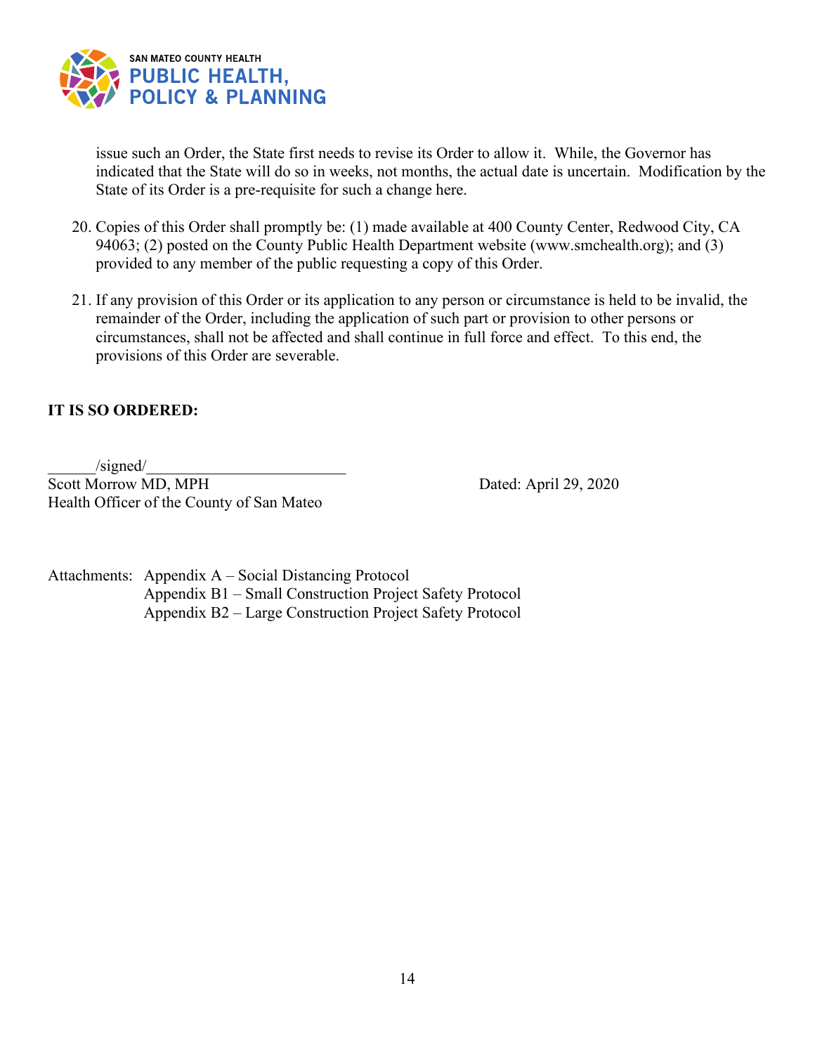issue such an Order, the State first needs to revise its Order to allow it. While, the Governor has indicated that the State will do so in weeks, not months, the actual date is uncertain. Modification by the State of its Order is a pre-requisite for such a change here.

20. Copies of this Order shall promptly be: (1) made available at 400 County Center, Redwood City, CA 94063; (2) posted on the County Public Health Department website (www.smchealth.org); and (3) provided to any member of the public requesting a copy of this Order.

21. If any provision of this Order or its application to any person or circumstance is held to be invalid, the remainder of the Order, including the application of such part or provision to other persons or circumstances, shall not be affected and shall continue in full force and effect. To this end, the provisions of this Order are severable.

**IT IS SO ORDERED:**

______/signed/_________________________
Scott Morrow MD, MPH
Health Officer of the County of San Mateo

Dated: April 29, 2020

Attachments: Appendix A – Social Distancing Protocol
Appendix B1 – Small Construction Project Safety Protocol
Appendix B2 – Large Construction Project Safety Protocol